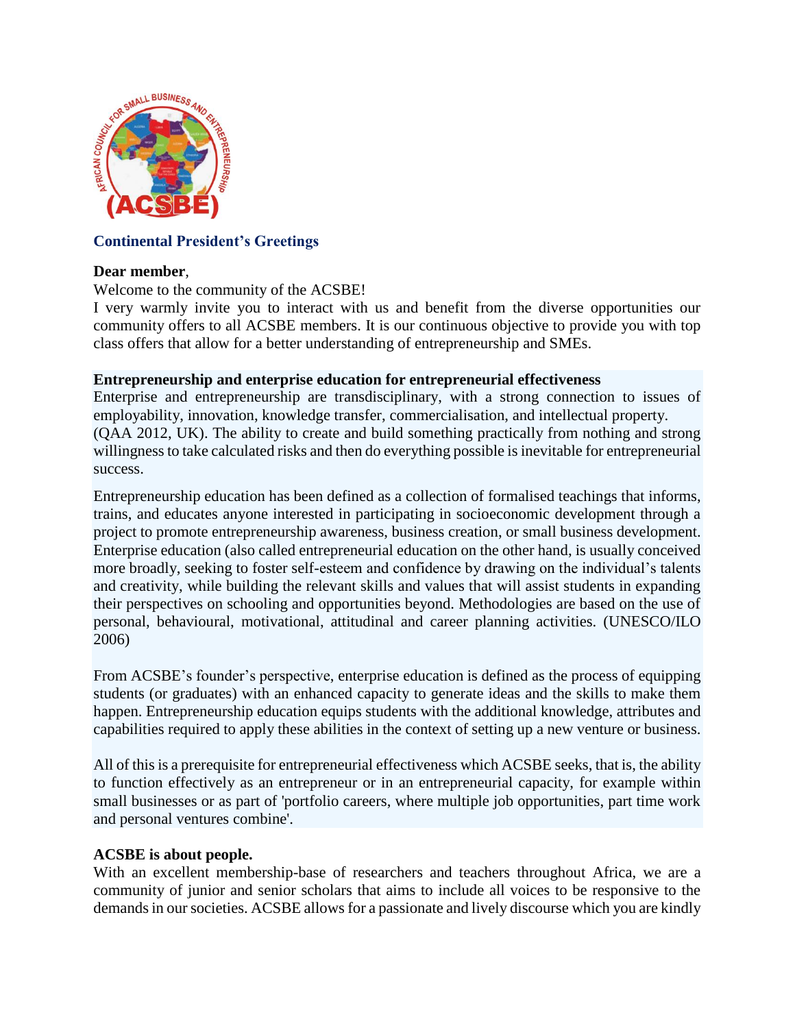## Continental President's Greetings

**Dear member**,

Welcome to the community of the ACSBE!

I very warmly invite you to interact with us and benefit from the diverse opportunities our community offers to all ACSBE members. It is our continuous objective to provide you with top class offers that allow for a better understanding of entrepreneurship and SMEs.

**Entrepreneurship and enterprise education for entrepreneurial effectiveness**

Enterprise and entrepreneurship are transdisciplinary, with a strong connection to issues of employability, innovation, knowledge transfer, commercialisation, and intellectual property. (QAA 2012, UK). The ability to create and build something practically from nothing and strong willingness to take calculated risks and then do everything possible is inevitable for entrepreneurial success.

Entrepreneurship education has been defined as a collection of formalised teachings that informs, trains, and educates anyone interested in participating in socioeconomic development through a project to promote entrepreneurship awareness, business creation, or small business development. Enterprise education (also called entrepreneurial education on the other hand, is usually conceived more broadly, seeking to foster self-esteem and confidence by drawing on the individual's talents and creativity, while building the relevant skills and values that will assist students in expanding their perspectives on schooling and opportunities beyond. Methodologies are based on the use of personal, behavioural, motivational, attitudinal and career planning activities. (UNESCO/ILO 2006)

From ACSBE's founder's perspective, enterprise education is defined as the process of equipping students (or graduates) with an enhanced capacity to generate ideas and the skills to make them happen. Entrepreneurship education equips students with the additional knowledge, attributes and capabilities required to apply these abilities in the context of setting up a new venture or business.

All of this is a prerequisite for entrepreneurial effectiveness which ACSBE seeks, that is, the ability to function effectively as an entrepreneur or in an entrepreneurial capacity, for example within small businesses or as part of 'portfolio careers, where multiple job opportunities, part time work and personal ventures combine'.

**ACSBE is about people.**

With an excellent membership-base of researchers and teachers throughout Africa, we are a community of junior and senior scholars that aims to include all voices to be responsive to the demands in our societies. ACSBE allows for a passionate and lively discourse which you are kindly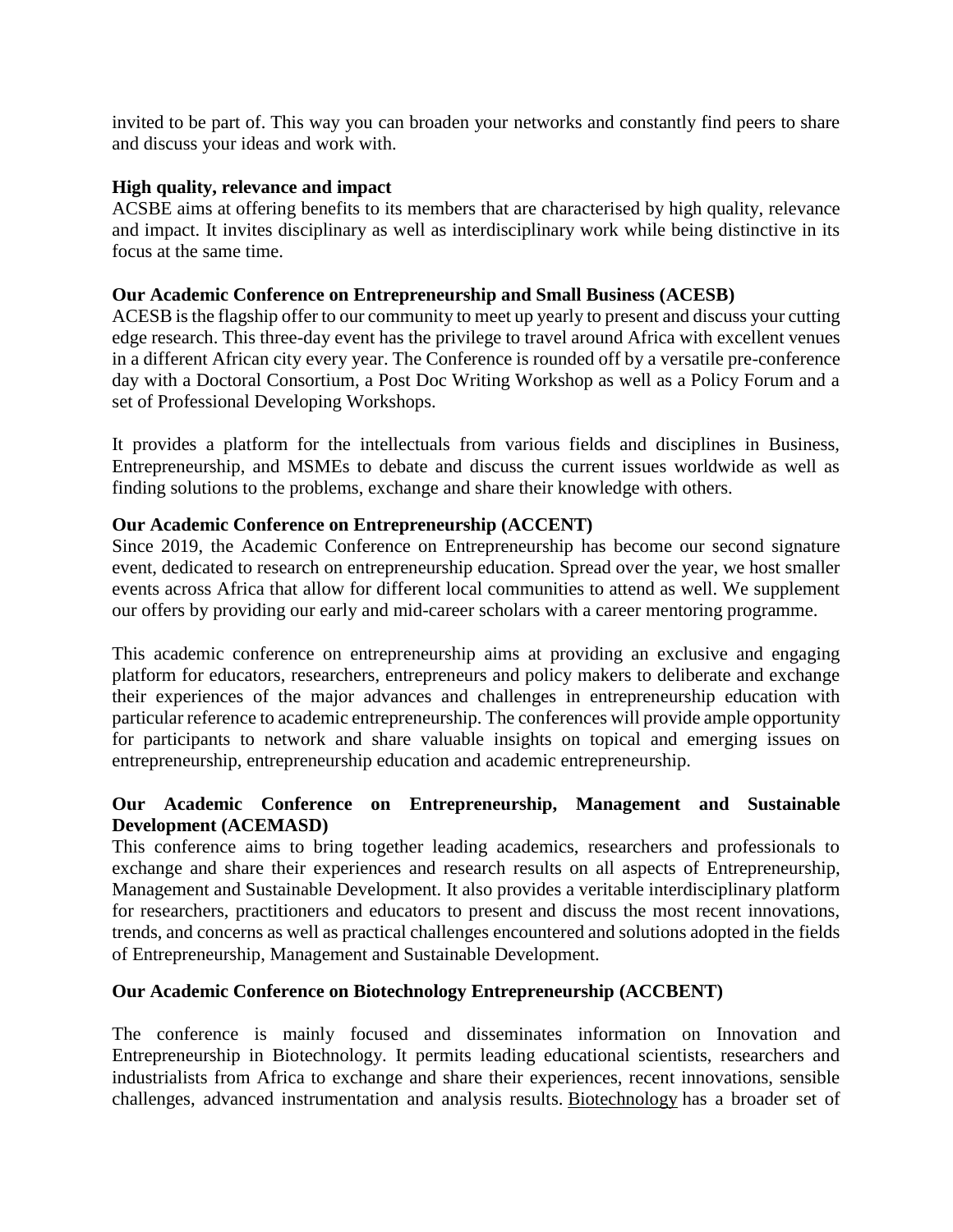invited to be part of. This way you can broaden your networks and constantly find peers to share and discuss your ideas and work with.

**High quality, relevance and impact**

ACSBE aims at offering benefits to its members that are characterised by high quality, relevance and impact. It invites disciplinary as well as interdisciplinary work while being distinctive in its focus at the same time.

**Our Academic Conference on Entrepreneurship and Small Business (ACESB)**

ACESB is the flagship offer to our community to meet up yearly to present and discuss your cutting edge research. This three-day event has the privilege to travel around Africa with excellent venues in a different African city every year. The Conference is rounded off by a versatile pre-conference day with a Doctoral Consortium, a Post Doc Writing Workshop as well as a Policy Forum and a set of Professional Developing Workshops.

It provides a platform for the intellectuals from various fields and disciplines in Business, Entrepreneurship, and MSMEs to debate and discuss the current issues worldwide as well as finding solutions to the problems, exchange and share their knowledge with others.

**Our Academic Conference on Entrepreneurship (ACCENT)**

Since 2019, the Academic Conference on Entrepreneurship has become our second signature event, dedicated to research on entrepreneurship education. Spread over the year, we host smaller events across Africa that allow for different local communities to attend as well. We supplement our offers by providing our early and mid-career scholars with a career mentoring programme.

This academic conference on entrepreneurship aims at providing an exclusive and engaging platform for educators, researchers, entrepreneurs and policy makers to deliberate and exchange their experiences of the major advances and challenges in entrepreneurship education with particular reference to academic entrepreneurship. The conferences will provide ample opportunity for participants to network and share valuable insights on topical and emerging issues on entrepreneurship, entrepreneurship education and academic entrepreneurship.

**Our Academic Conference on Entrepreneurship, Management and Sustainable Development (ACEMASD)**

This conference aims to bring together leading academics, researchers and professionals to exchange and share their experiences and research results on all aspects of Entrepreneurship, Management and Sustainable Development. It also provides a veritable interdisciplinary platform for researchers, practitioners and educators to present and discuss the most recent innovations, trends, and concerns as well as practical challenges encountered and solutions adopted in the fields of Entrepreneurship, Management and Sustainable Development.

**Our Academic Conference on Biotechnology Entrepreneurship (ACCBENT)**

The conference is mainly focused and disseminates information on Innovation and Entrepreneurship in Biotechnology. It permits leading educational scientists, researchers and industrialists from Africa to exchange and share their experiences, recent innovations, sensible challenges, advanced instrumentation and analysis results. Biotechnology has a broader set of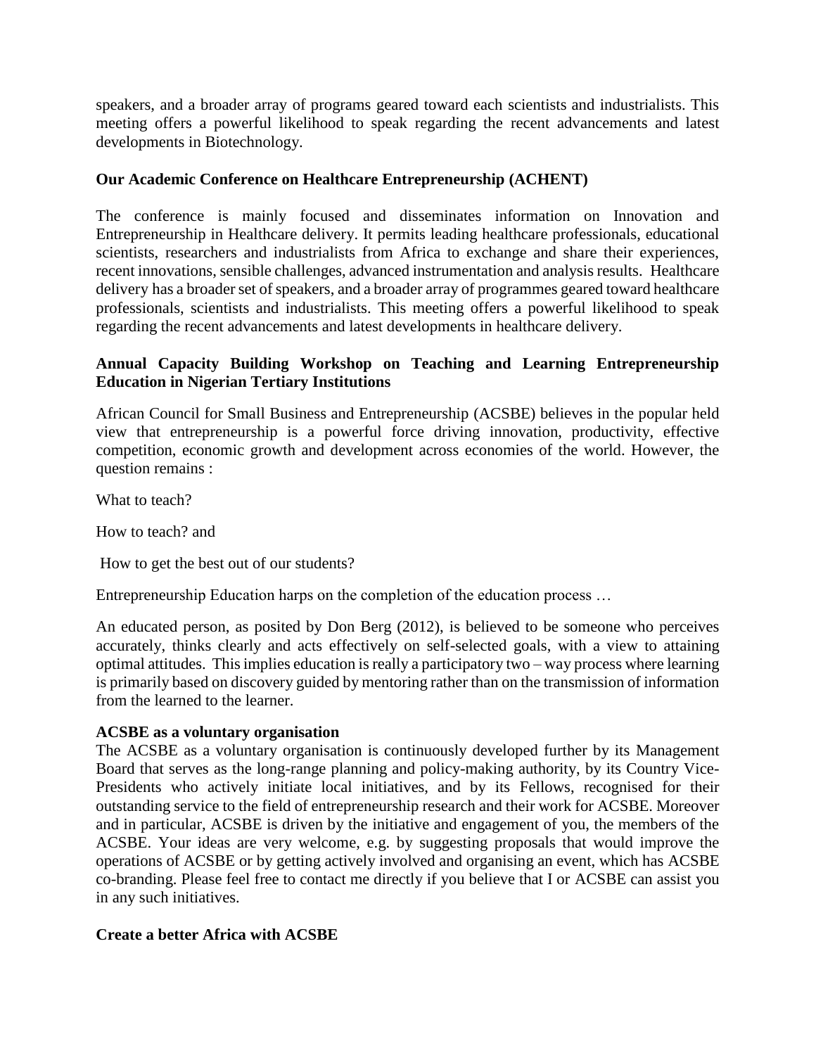speakers, and a broader array of programs geared toward each scientists and industrialists. This meeting offers a powerful likelihood to speak regarding the recent advancements and latest developments in Biotechnology.

**Our Academic Conference on Healthcare Entrepreneurship (ACHENT)**

The conference is mainly focused and disseminates information on Innovation and Entrepreneurship in Healthcare delivery. It permits leading healthcare professionals, educational scientists, researchers and industrialists from Africa to exchange and share their experiences, recent innovations, sensible challenges, advanced instrumentation and analysis results. Healthcare delivery has a broader set of speakers, and a broader array of programmes geared toward healthcare professionals, scientists and industrialists. This meeting offers a powerful likelihood to speak regarding the recent advancements and latest developments in healthcare delivery.

**Annual Capacity Building Workshop on Teaching and Learning Entrepreneurship Education in Nigerian Tertiary Institutions**

African Council for Small Business and Entrepreneurship (ACSBE) believes in the popular held view that entrepreneurship is a powerful force driving innovation, productivity, effective competition, economic growth and development across economies of the world. However, the question remains :

What to teach?

How to teach? and

How to get the best out of our students?

Entrepreneurship Education harps on the completion of the education process …

An educated person, as posited by Don Berg (2012), is believed to be someone who perceives accurately, thinks clearly and acts effectively on self-selected goals, with a view to attaining optimal attitudes. This implies education is really a participatory two – way process where learning is primarily based on discovery guided by mentoring rather than on the transmission of information from the learned to the learner.

**ACSBE as a voluntary organisation**

The ACSBE as a voluntary organisation is continuously developed further by its Management Board that serves as the long-range planning and policy-making authority, by its Country Vice-Presidents who actively initiate local initiatives, and by its Fellows, recognised for their outstanding service to the field of entrepreneurship research and their work for ACSBE. Moreover and in particular, ACSBE is driven by the initiative and engagement of you, the members of the ACSBE. Your ideas are very welcome, e.g. by suggesting proposals that would improve the operations of ACSBE or by getting actively involved and organising an event, which has ACSBE co-branding. Please feel free to contact me directly if you believe that I or ACSBE can assist you in any such initiatives.

**Create a better Africa with ACSBE**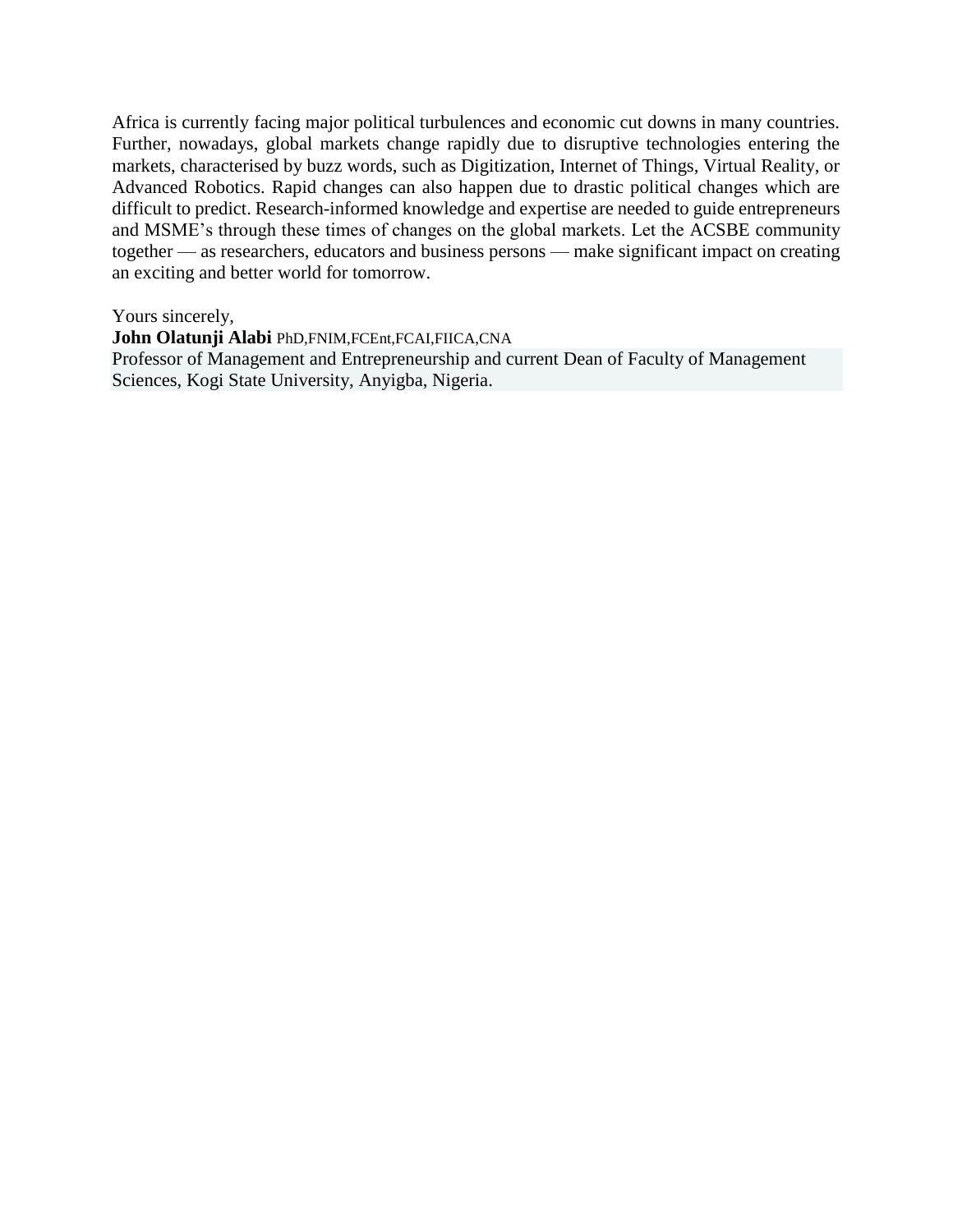Africa is currently facing major political turbulences and economic cut downs in many countries. Further, nowadays, global markets change rapidly due to disruptive technologies entering the markets, characterised by buzz words, such as Digitization, Internet of Things, Virtual Reality, or Advanced Robotics. Rapid changes can also happen due to drastic political changes which are difficult to predict. Research-informed knowledge and expertise are needed to guide entrepreneurs and MSME's through these times of changes on the global markets. Let the ACSBE community together — as researchers, educators and business persons — make significant impact on creating an exciting and better world for tomorrow.

Yours sincerely,
**John Olatunji Alabi** PhD,FNIM,FCEnt,FCAI,FIICA,CNA
Professor of Management and Entrepreneurship and current Dean of Faculty of Management Sciences, Kogi State University, Anyigba, Nigeria.